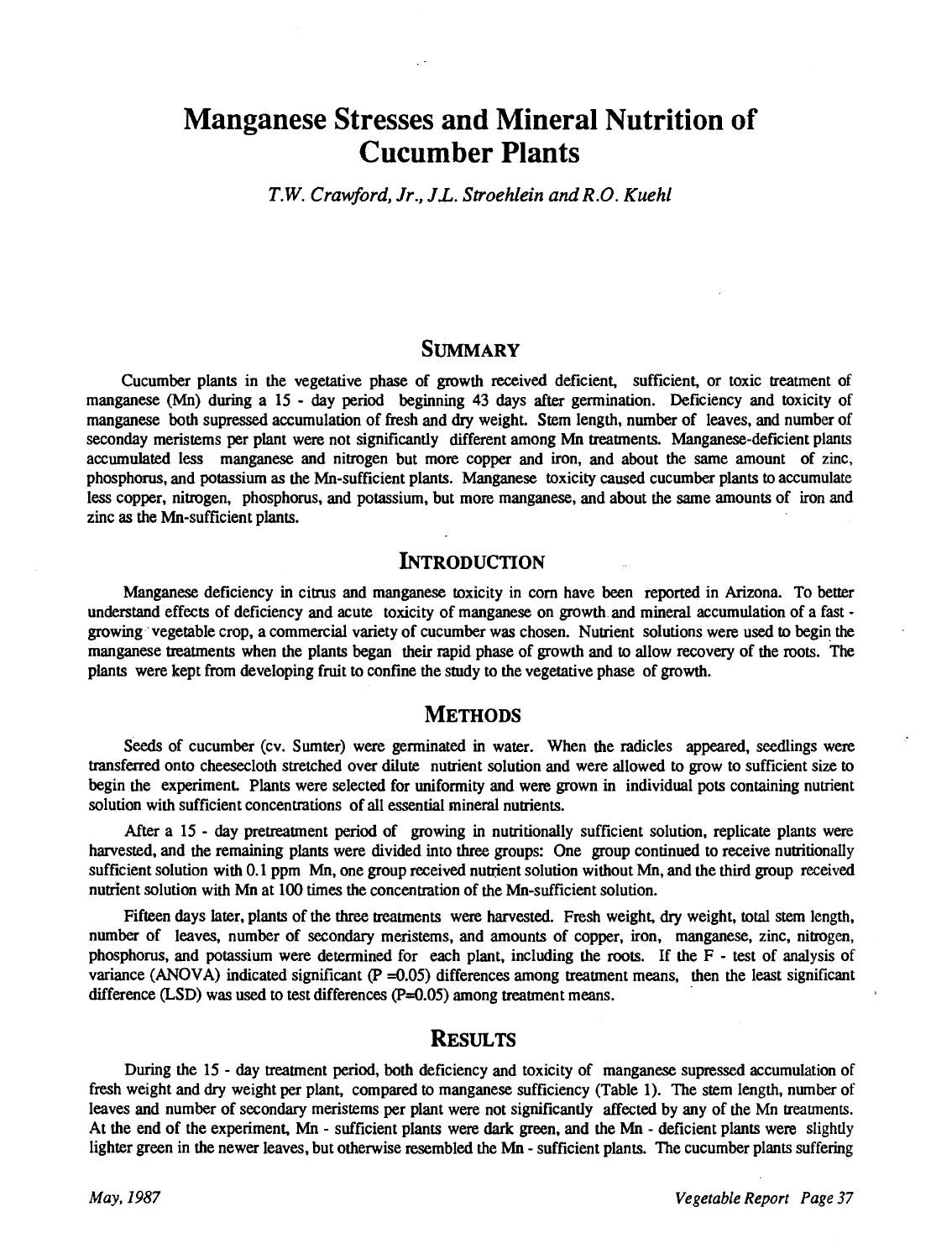# Manganese Stresses and Mineral Nutrition of Cucumber Plants

*T.W. Crawford, Jr., J.L. Stroehlein and R.O. Kuehl*

## Summary

Cucumber plants in the vegetative phase of growth received deficient, sufficient, or toxic treatment of manganese (Mn) during a 15 - day period beginning 43 days after germination. Deficiency and toxicity of manganese both supressed accumulation of fresh and dry weight. Stem length, number of leaves, and number of seconday meristems per plant were not significantly different among Mn treatments. Manganese-deficient plants accumulated less manganese and nitrogen but more copper and iron, and about the same amount of zinc, phosphorus, and potassium as the Mn-sufficient plants. Manganese toxicity caused cucumber plants to accumulate less copper, nitrogen, phosphorus, and potassium, but more manganese, and about the same amounts of iron and zinc as the Mn-sufficient plants.

## Introduction

Manganese deficiency in citrus and manganese toxicity in corn have been reported in Arizona. To better understand effects of deficiency and acute toxicity of manganese on growth and mineral accumulation of a fast - growing vegetable crop, a commercial variety of cucumber was chosen. Nutrient solutions were used to begin the manganese treatments when the plants began their rapid phase of growth and to allow recovery of the roots. The plants were kept from developing fruit to confine the study to the vegetative phase of growth.

## Methods

Seeds of cucumber (cv. Sumter) were germinated in water. When the radicles appeared, seedlings were transferred onto cheesecloth stretched over dilute nutrient solution and were allowed to grow to sufficient size to begin the experiment. Plants were selected for uniformity and were grown in individual pots containing nutrient solution with sufficient concentrations of all essential mineral nutrients.

After a 15 - day pretreatment period of growing in nutritionally sufficient solution, replicate plants were harvested, and the remaining plants were divided into three groups: One group continued to receive nutritionally sufficient solution with 0.1 ppm Mn, one group received nutrient solution without Mn, and the third group received nutrient solution with Mn at 100 times the concentration of the Mn-sufficient solution.

Fifteen days later, plants of the three treatments were harvested. Fresh weight, dry weight, total stem length, number of leaves, number of secondary meristems, and amounts of copper, iron, manganese, zinc, nitrogen, phosphorus, and potassium were determined for each plant, including the roots. If the F - test of analysis of variance (ANOVA) indicated significant ($P = 0.05$) differences among treatment means, then the least significant difference (LSD) was used to test differences ($P = 0.05$) among treatment means.

## Results

During the 15 - day treatment period, both deficiency and toxicity of manganese supressed accumulation of fresh weight and dry weight per plant, compared to manganese sufficiency (Table 1). The stem length, number of leaves and number of secondary meristems per plant were not significantly affected by any of the Mn treatments. At the end of the experiment, Mn - sufficient plants were dark green, and the Mn - deficient plants were slightly lighter green in the newer leaves, but otherwise resembled the Mn - sufficient plants. The cucumber plants suffering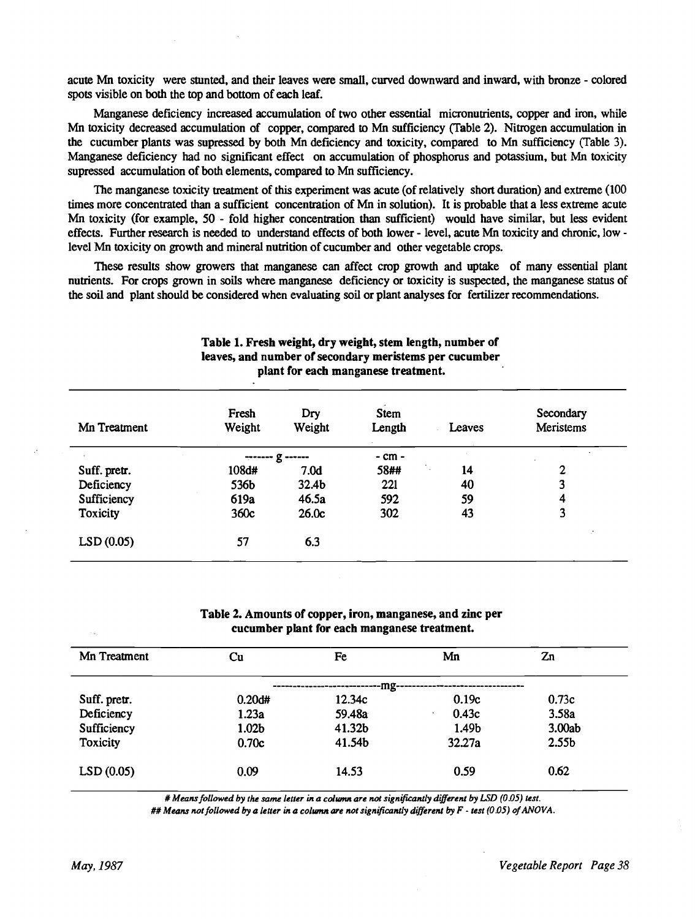acute Mn toxicity were stunted, and their leaves were small, curved downward and inward, with bronze - colored spots visible on both the top and bottom of each leaf.

Manganese deficiency increased accumulation of two other essential micronutrients, copper and iron, while Mn toxicity decreased accumulation of copper, compared to Mn sufficiency (Table 2). Nitrogen accumulation in the cucumber plants was supressed by both Mn deficiency and toxicity, compared to Mn sufficiency (Table 3). Manganese deficiency had no significant effect on accumulation of phosphorus and potassium, but Mn toxicity supressed accumulation of both elements, compared to Mn sufficiency.

The manganese toxicity treatment of this experiment was acute (of relatively short duration) and extreme (100 times more concentrated than a sufficient concentration of Mn in solution). It is probable that a less extreme acute Mn toxicity (for example, 50 - fold higher concentration than sufficient) would have similar, but less evident effects. Further research is needed to understand effects of both lower - level, acute Mn toxicity and chronic, low - level Mn toxicity on growth and mineral nutrition of cucumber and other vegetable crops.

These results show growers that manganese can affect crop growth and uptake of many essential plant nutrients. For crops grown in soils where manganese deficiency or toxicity is suspected, the manganese status of the soil and plant should be considered when evaluating soil or plant analyses for fertilizer recommendations.

**Table 1. Fresh weight, dry weight, stem length, number of leaves, and number of secondary meristems per cucumber plant for each manganese treatment.**

| Mn Treatment | Fresh Weight | Dry Weight | Stem Length | Leaves | Secondary Meristems |
|---|---|---|---|---|---|
| | ------- g ------ | | - cm - | | |
| Suff. pretr. | 108d# | 7.0d | 58## | 14 | 2 |
| Deficiency | 536b | 32.4b | 221 | 40 | 3 |
| Sufficiency | 619a | 46.5a | 592 | 59 | 4 |
| Toxicity | 360c | 26.0c | 302 | 43 | 3 |
| LSD (0.05) | 57 | 6.3 | | | |

**Table 2. Amounts of copper, iron, manganese, and zinc per cucumber plant for each manganese treatment.**

| Mn Treatment | Cu | Fe | Mn | Zn |
|---|---|---|---|---|
| | ------------ | ------------ mg | ------------ | ------------ |
| Suff. pretr. | 0.20d# | 12.34c | 0.19c | 0.73c |
| Deficiency | 1.23a | 59.48a | 0.43c | 3.58a |
| Sufficiency | 1.02b | 41.32b | 1.49b | 3.00ab |
| Toxicity | 0.70c | 41.54b | 32.27a | 2.55b |
| LSD (0.05) | 0.09 | 14.53 | 0.59 | 0.62 |

*# Means followed by the same letter in a column are not significantly different by LSD (0.05) test.*
*## Means not followed by a letter in a column are not significantly different by F - test (0.05) of ANOVA.*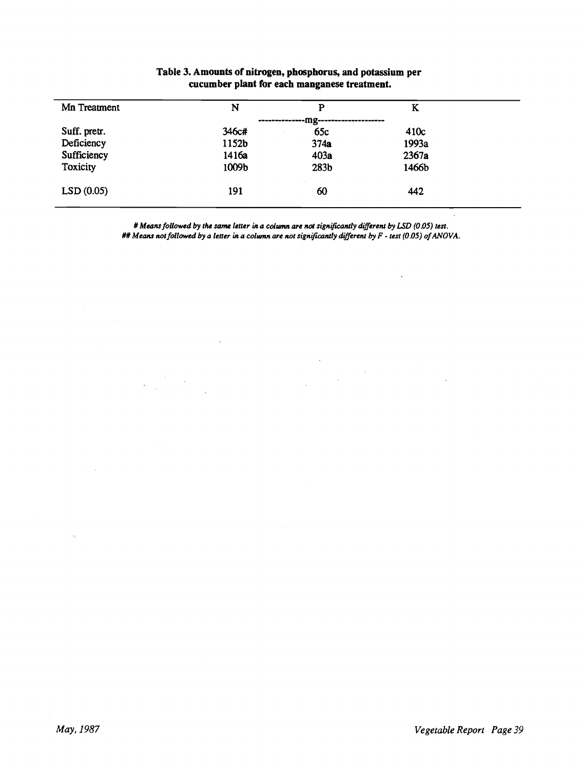**Table 3. Amounts of nitrogen, phosphorus, and potassium per cucumber plant for each manganese treatment.**

| Mn Treatment | N | P | K |
|---|---|---|---|
| | ---------------- | mg ---------------- | |
| Suff. pretr. | 346c# | 65c | 410c |
| Deficiency | 1152b | 374a | 1993a |
| Sufficiency | 1416a | 403a | 2367a |
| Toxicity | 1009b | 283b | 1466b |
| LSD (0.05) | 191 | 60 | 442 |

*# Means followed by the same letter in a column are not significantly different by LSD (0.05) test.*
*## Means not followed by a letter in a column are not significantly different by F - test (0.05) of ANOVA.*